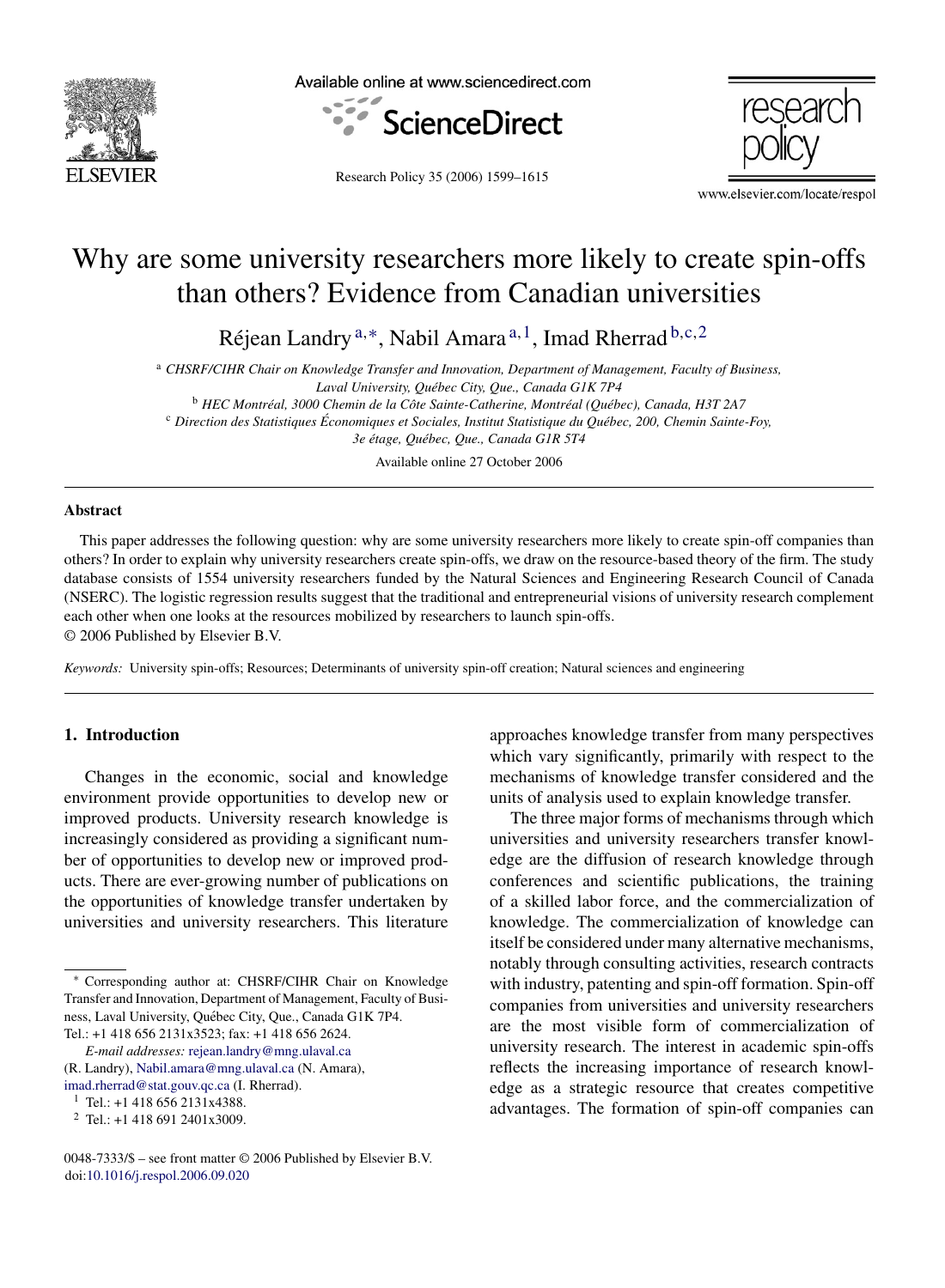# Why are some university researchers more likely to create spin-offs than others? Evidence from Canadian universities

Réjean Landry [a,*], Nabil Amara [a,1], Imad Rherrad [b,c,2]

[a] CHSRF/CIHR Chair on Knowledge Transfer and Innovation, Department of Management, Faculty of Business, Laval University, Québec City, Que., Canada G1K 7P4

[b] HEC Montréal, 3000 Chemin de la Côte Sainte-Catherine, Montréal (Québec), Canada, H3T 2A7

[c] Direction des Statistiques Économiques et Sociales, Institut Statistique du Québec, 200, Chemin Sainte-Foy, 3e étage, Québec, Que., Canada G1R 5T4

Available online 27 October 2006

## Abstract

This paper addresses the following question: why are some university researchers more likely to create spin-off companies than others? In order to explain why university researchers create spin-offs, we draw on the resource-based theory of the firm. The study database consists of 1554 university researchers funded by the Natural Sciences and Engineering Research Council of Canada (NSERC). The logistic regression results suggest that the traditional and entrepreneurial visions of university research complement each other when one looks at the resources mobilized by researchers to launch spin-offs.

© 2006 Published by Elsevier B.V.

*Keywords:* University spin-offs; Resources; Determinants of university spin-off creation; Natural sciences and engineering

## 1. Introduction

Changes in the economic, social and knowledge environment provide opportunities to develop new or improved products. University research knowledge is increasingly considered as providing a significant number of opportunities to develop new or improved products. There are ever-growing number of publications on the opportunities of knowledge transfer undertaken by universities and university researchers. This literature approaches knowledge transfer from many perspectives which vary significantly, primarily with respect to the mechanisms of knowledge transfer considered and the units of analysis used to explain knowledge transfer.

The three major forms of mechanisms through which universities and university researchers transfer knowledge are the diffusion of research knowledge through conferences and scientific publications, the training of a skilled labor force, and the commercialization of knowledge. The commercialization of knowledge can itself be considered under many alternative mechanisms, notably through consulting activities, research contracts with industry, patenting and spin-off formation. Spin-off companies from universities and university researchers are the most visible form of commercialization of university research. The interest in academic spin-offs reflects the increasing importance of research knowledge as a strategic resource that creates competitive advantages. The formation of spin-off companies can

---

* Corresponding author at: CHSRF/CIHR Chair on Knowledge Transfer and Innovation, Department of Management, Faculty of Business, Laval University, Québec City, Que., Canada G1K 7P4. Tel.: +1 418 656 2131x3523; fax: +1 418 656 2624.

*E-mail addresses:* rejean.landry@mng.ulaval.ca (R. Landry), Nabil.amara@mng.ulaval.ca (N. Amara), imad.rherrad@stat.gouv.qc.ca (I. Rherrad).

[1] Tel.: +1 418 656 2131x4388.

[2] Tel.: +1 418 691 2401x3009.

0048-7333/$ – see front matter © 2006 Published by Elsevier B.V.
doi:10.1016/j.respol.2006.09.020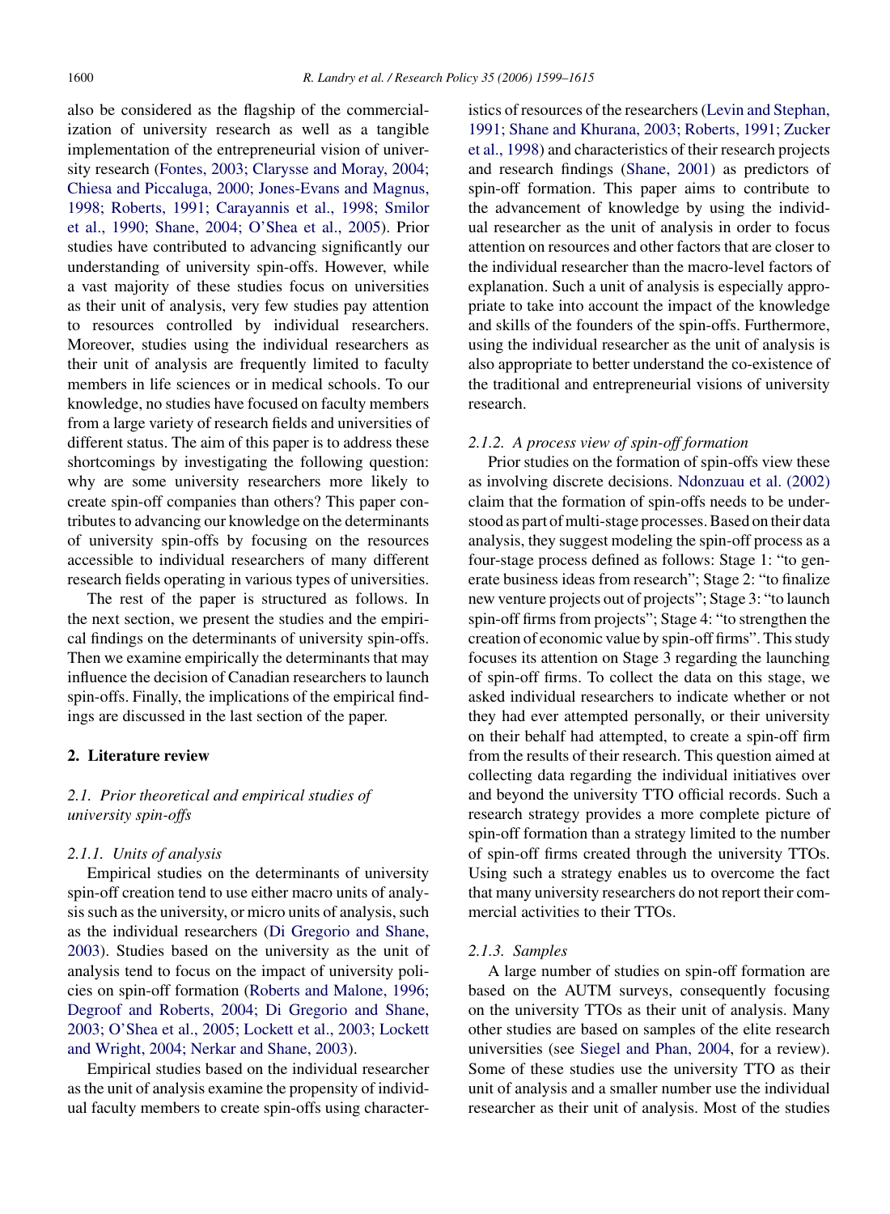also be considered as the flagship of the commercialization of university research as well as a tangible implementation of the entrepreneurial vision of university research (Fontes, 2003; Clarysse and Moray, 2004; Chiesa and Piccaluga, 2000; Jones-Evans and Magnus, 1998; Roberts, 1991; Carayannis et al., 1998; Smilor et al., 1990; Shane, 2004; O'Shea et al., 2005). Prior studies have contributed to advancing significantly our understanding of university spin-offs. However, while a vast majority of these studies focus on universities as their unit of analysis, very few studies pay attention to resources controlled by individual researchers. Moreover, studies using the individual researchers as their unit of analysis are frequently limited to faculty members in life sciences or in medical schools. To our knowledge, no studies have focused on faculty members from a large variety of research fields and universities of different status. The aim of this paper is to address these shortcomings by investigating the following question: why are some university researchers more likely to create spin-off companies than others? This paper contributes to advancing our knowledge on the determinants of university spin-offs by focusing on the resources accessible to individual researchers of many different research fields operating in various types of universities.

The rest of the paper is structured as follows. In the next section, we present the studies and the empirical findings on the determinants of university spin-offs. Then we examine empirically the determinants that may influence the decision of Canadian researchers to launch spin-offs. Finally, the implications of the empirical findings are discussed in the last section of the paper.

## 2. Literature review

### 2.1. Prior theoretical and empirical studies of university spin-offs

#### 2.1.1. Units of analysis

Empirical studies on the determinants of university spin-off creation tend to use either macro units of analysis such as the university, or micro units of analysis, such as the individual researchers (Di Gregorio and Shane, 2003). Studies based on the university as the unit of analysis tend to focus on the impact of university policies on spin-off formation (Roberts and Malone, 1996; Degroof and Roberts, 2004; Di Gregorio and Shane, 2003; O'Shea et al., 2005; Lockett et al., 2003; Lockett and Wright, 2004; Nerkar and Shane, 2003).

Empirical studies based on the individual researcher as the unit of analysis examine the propensity of individual faculty members to create spin-offs using characteristics of resources of the researchers (Levin and Stephan, 1991; Shane and Khurana, 2003; Roberts, 1991; Zucker et al., 1998) and characteristics of their research projects and research findings (Shane, 2001) as predictors of spin-off formation. This paper aims to contribute to the advancement of knowledge by using the individual researcher as the unit of analysis in order to focus attention on resources and other factors that are closer to the individual researcher than the macro-level factors of explanation. Such a unit of analysis is especially appropriate to take into account the impact of the knowledge and skills of the founders of the spin-offs. Furthermore, using the individual researcher as the unit of analysis is also appropriate to better understand the co-existence of the traditional and entrepreneurial visions of university research.

#### 2.1.2. A process view of spin-off formation

Prior studies on the formation of spin-offs view these as involving discrete decisions. Ndonzuau et al. (2002) claim that the formation of spin-offs needs to be understood as part of multi-stage processes. Based on their data analysis, they suggest modeling the spin-off process as a four-stage process defined as follows: Stage 1: "to generate business ideas from research"; Stage 2: "to finalize new venture projects out of projects"; Stage 3: "to launch spin-off firms from projects"; Stage 4: "to strengthen the creation of economic value by spin-off firms". This study focuses its attention on Stage 3 regarding the launching of spin-off firms. To collect the data on this stage, we asked individual researchers to indicate whether or not they had ever attempted personally, or their university on their behalf had attempted, to create a spin-off firm from the results of their research. This question aimed at collecting data regarding the individual initiatives over and beyond the university TTO official records. Such a research strategy provides a more complete picture of spin-off formation than a strategy limited to the number of spin-off firms created through the university TTOs. Using such a strategy enables us to overcome the fact that many university researchers do not report their commercial activities to their TTOs.

#### 2.1.3. Samples

A large number of studies on spin-off formation are based on the AUTM surveys, consequently focusing on the university TTOs as their unit of analysis. Many other studies are based on samples of the elite research universities (see Siegel and Phan, 2004, for a review). Some of these studies use the university TTO as their unit of analysis and a smaller number use the individual researcher as their unit of analysis. Most of the studies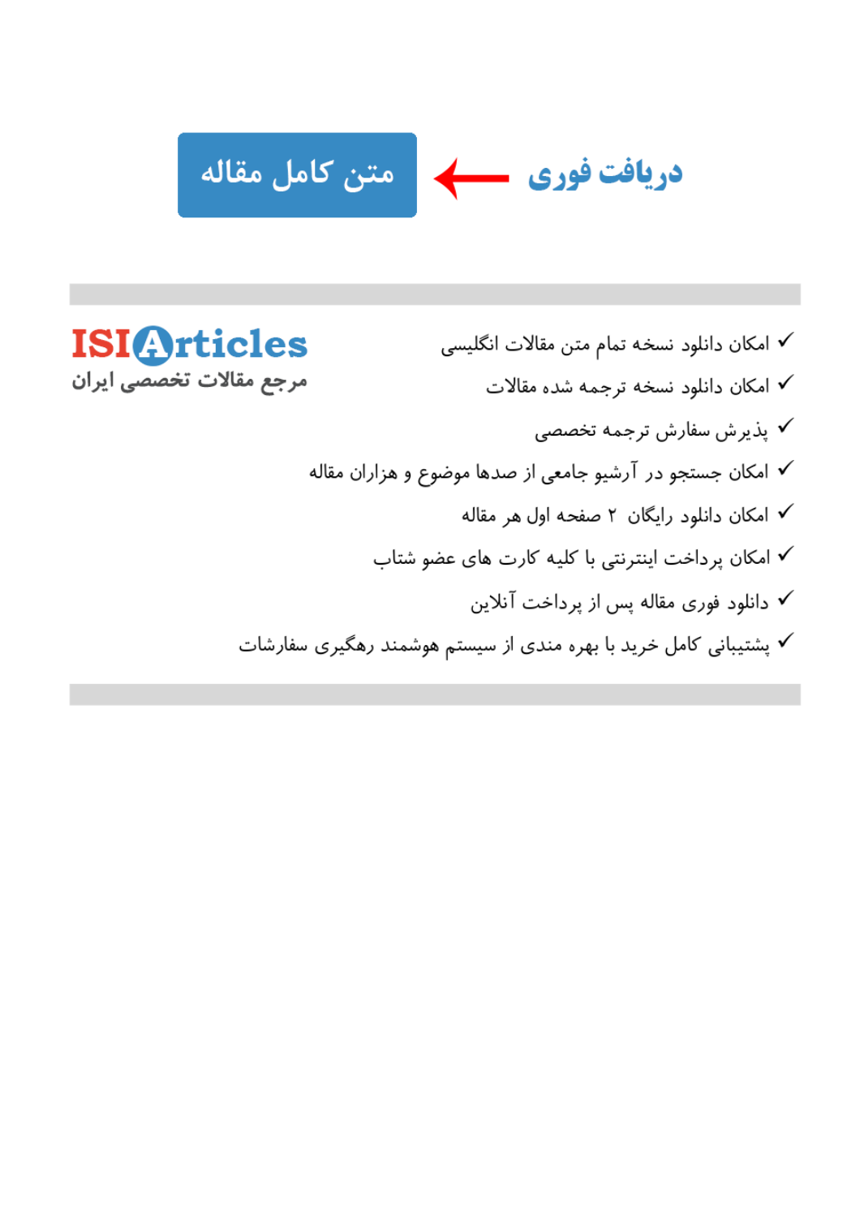**متن کامل مقاله** ← **دریافت فوری**

**ISIArticles**
مرجع مقالات تخصصی ایران

- ✓ امکان دانلود نسخه تمام متن مقالات انگلیسی
- ✓ امکان دانلود نسخه ترجمه شده مقالات
- ✓ پذیرش سفارش ترجمه تخصصی
- ✓ امکان جستجو در آرشیو جامعی از صدها موضوع و هزاران مقاله
- ✓ امکان دانلود رایگان ۲ صفحه اول هر مقاله
- ✓ امکان پرداخت اینترنتی با کلیه کارت های عضو شتاب
- ✓ دانلود فوری مقاله پس از پرداخت آنلاین
- ✓ پشتیبانی کامل خرید با بهره مندی از سیستم هوشمند رهگیری سفارشات